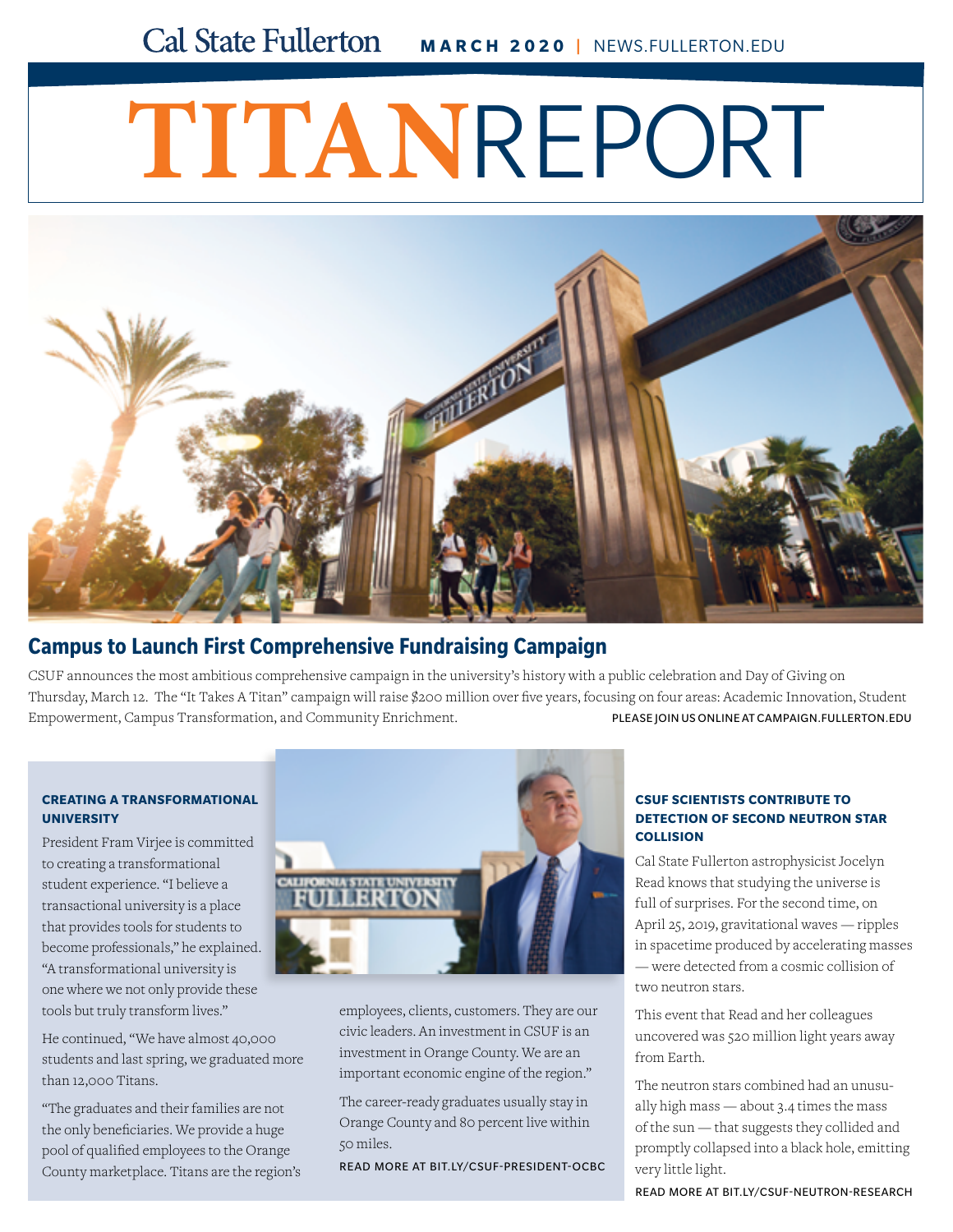Cal State Fullerton **MARCH 2020** | NEWS.FULLERTON.EDU

# TITANREPORT

## Campus to Launch First Comprehensive Fundraising Campaign

CSUF announces the most ambitious comprehensive campaign in the university's history with a public celebration and Day of Giving on Thursday, March 12. The "It Takes A Titan" campaign will raise $200 million over five years, focusing on four areas: Academic Innovation, Student Empowerment, Campus Transformation, and Community Enrichment.

PLEASE JOIN US ONLINE AT CAMPAIGN.FULLERTON.EDU

### CREATING A TRANSFORMATIONAL UNIVERSITY

President Fram Virjee is committed to creating a transformational student experience. "I believe a transactional university is a place that provides tools for students to become professionals," he explained. "A transformational university is one where we not only provide these tools but truly transform lives."

He continued, "We have almost 40,000 students and last spring, we graduated more than 12,000 Titans.

"The graduates and their families are not the only beneficiaries. We provide a huge pool of qualified employees to the Orange County marketplace. Titans are the region's employees, clients, customers. They are our civic leaders. An investment in CSUF is an investment in Orange County. We are an important economic engine of the region."

The career-ready graduates usually stay in Orange County and 80 percent live within 50 miles.

READ MORE AT BIT.LY/CSUF-PRESIDENT-OCBC

### CSUF SCIENTISTS CONTRIBUTE TO DETECTION OF SECOND NEUTRON STAR COLLISION

Cal State Fullerton astrophysicist Jocelyn Read knows that studying the universe is full of surprises. For the second time, on April 25, 2019, gravitational waves — ripples in spacetime produced by accelerating masses — were detected from a cosmic collision of two neutron stars.

This event that Read and her colleagues uncovered was 520 million light years away from Earth.

The neutron stars combined had an unusually high mass — about 3.4 times the mass of the sun — that suggests they collided and promptly collapsed into a black hole, emitting very little light.

READ MORE AT BIT.LY/CSUF-NEUTRON-RESEARCH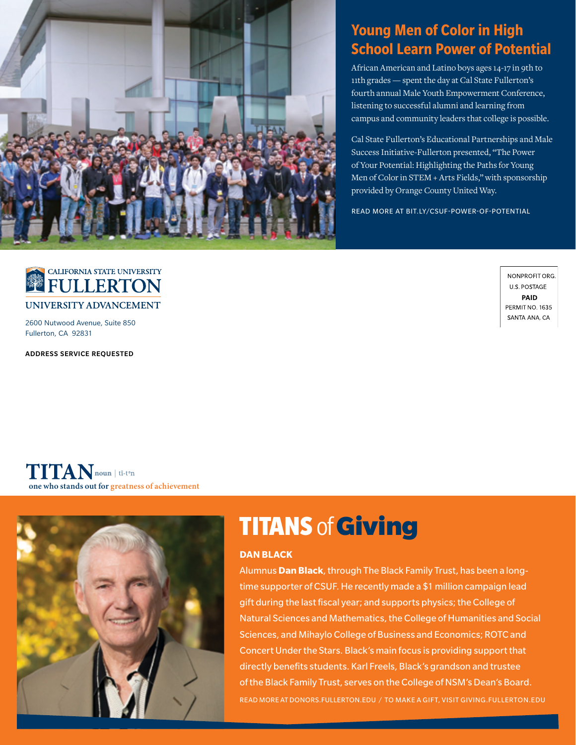## Young Men of Color in High School Learn Power of Potential

African American and Latino boys ages 14-17 in 9th to 11th grades — spent the day at Cal State Fullerton's fourth annual Male Youth Empowerment Conference, listening to successful alumni and learning from campus and community leaders that college is possible.

Cal State Fullerton's Educational Partnerships and Male Success Initiative-Fullerton presented, "The Power of Your Potential: Highlighting the Paths for Young Men of Color in STEM + Arts Fields," with sponsorship provided by Orange County United Way.

READ MORE AT BIT.LY/CSUF-POWER-OF-POTENTIAL

CALIFORNIA STATE UNIVERSITY
FULLERTON
UNIVERSITY ADVANCEMENT

2600 Nutwood Avenue, Suite 850
Fullerton, CA 92831

**ADDRESS SERVICE REQUESTED**

NONPROFIT ORG.
U.S. POSTAGE
**PAID**
PERMIT NO. 1635
SANTA ANA, CA

**TITAN** noun | tī-tᵊn
one who stands out for greatness of achievement

# TITANS of Giving

### DAN BLACK

Alumnus **Dan Black**, through The Black Family Trust, has been a long-time supporter of CSUF. He recently made a $1 million campaign lead gift during the last fiscal year; and supports physics; the College of Natural Sciences and Mathematics, the College of Humanities and Social Sciences, and Mihaylo College of Business and Economics; ROTC and Concert Under the Stars. Black's main focus is providing support that directly benefits students. Karl Freels, Black's grandson and trustee of the Black Family Trust, serves on the College of NSM's Dean's Board.

READ MORE AT DONORS.FULLERTON.EDU / TO MAKE A GIFT, VISIT GIVING.FULLERTON.EDU